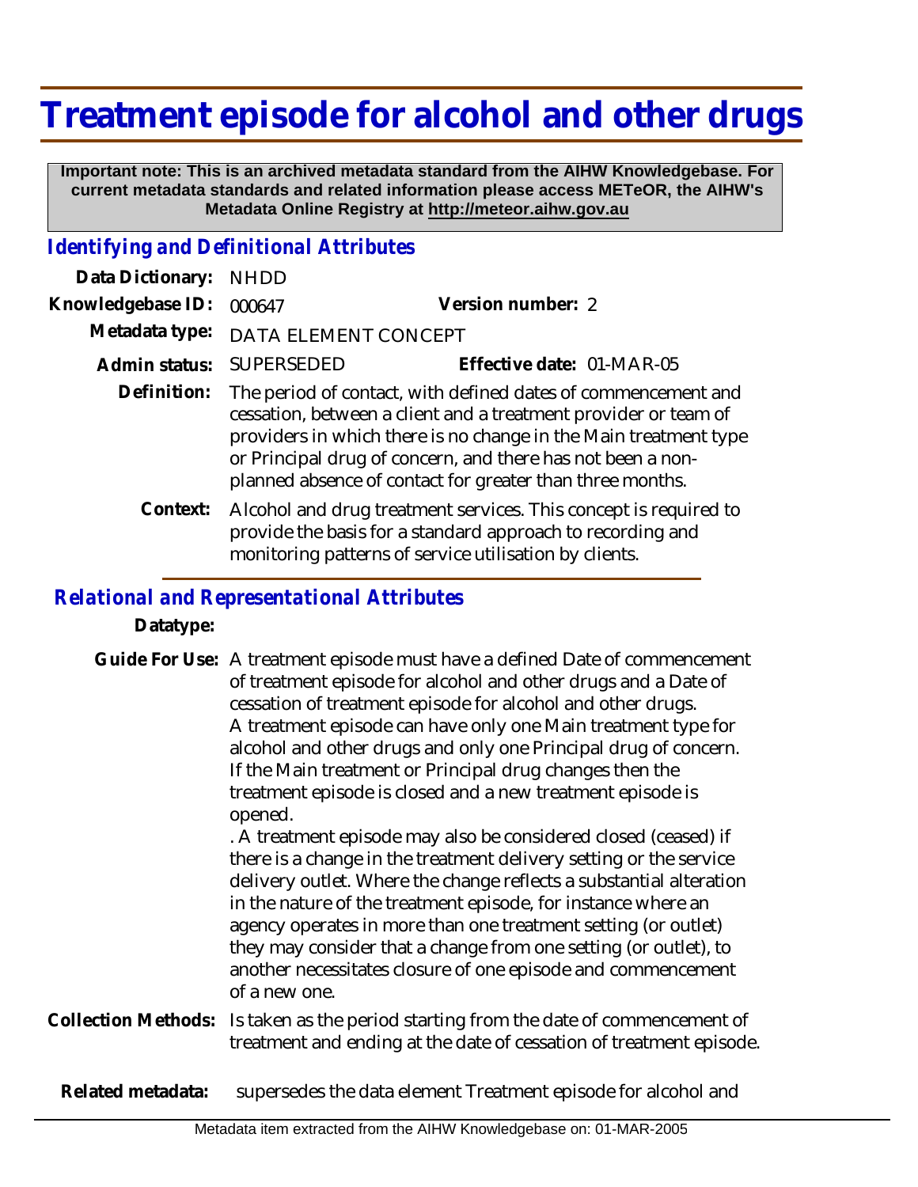# Treatment episode for alcohol and other drugs

**Important note: This is an archived metadata standard from the AIHW Knowledgebase. For current metadata standards and related information please access METeOR, the AIHW's Metadata Online Registry at http://meteor.aihw.gov.au**

## *Identifying and Definitional Attributes*

**Data Dictionary:** NHDD

**Knowledgebase ID:** 000647 **Version number:** 2

**Metadata type:** DATA ELEMENT CONCEPT

**Admin status:** SUPERSEDED **Effective date:** 01-MAR-05

**Definition:** The period of contact, with defined dates of commencement and cessation, between a client and a treatment provider or team of providers in which there is no change in the Main treatment type or Principal drug of concern, and there has not been a non-planned absence of contact for greater than three months.

**Context:** Alcohol and drug treatment services. This concept is required to provide the basis for a standard approach to recording and monitoring patterns of service utilisation by clients.

## *Relational and Representational Attributes*

**Datatype:**

**Guide For Use:** A treatment episode must have a defined Date of commencement of treatment episode for alcohol and other drugs and a Date of cessation of treatment episode for alcohol and other drugs. A treatment episode can have only one Main treatment type for alcohol and other drugs and only one Principal drug of concern. If the Main treatment or Principal drug changes then the treatment episode is closed and a new treatment episode is opened.

. A treatment episode may also be considered closed (ceased) if there is a change in the treatment delivery setting or the service delivery outlet. Where the change reflects a substantial alteration in the nature of the treatment episode, for instance where an agency operates in more than one treatment setting (or outlet) they may consider that a change from one setting (or outlet), to another necessitates closure of one episode and commencement of a new one.

**Collection Methods:** Is taken as the period starting from the date of commencement of treatment and ending at the date of cessation of treatment episode.

**Related metadata:** supersedes the data element Treatment episode for alcohol and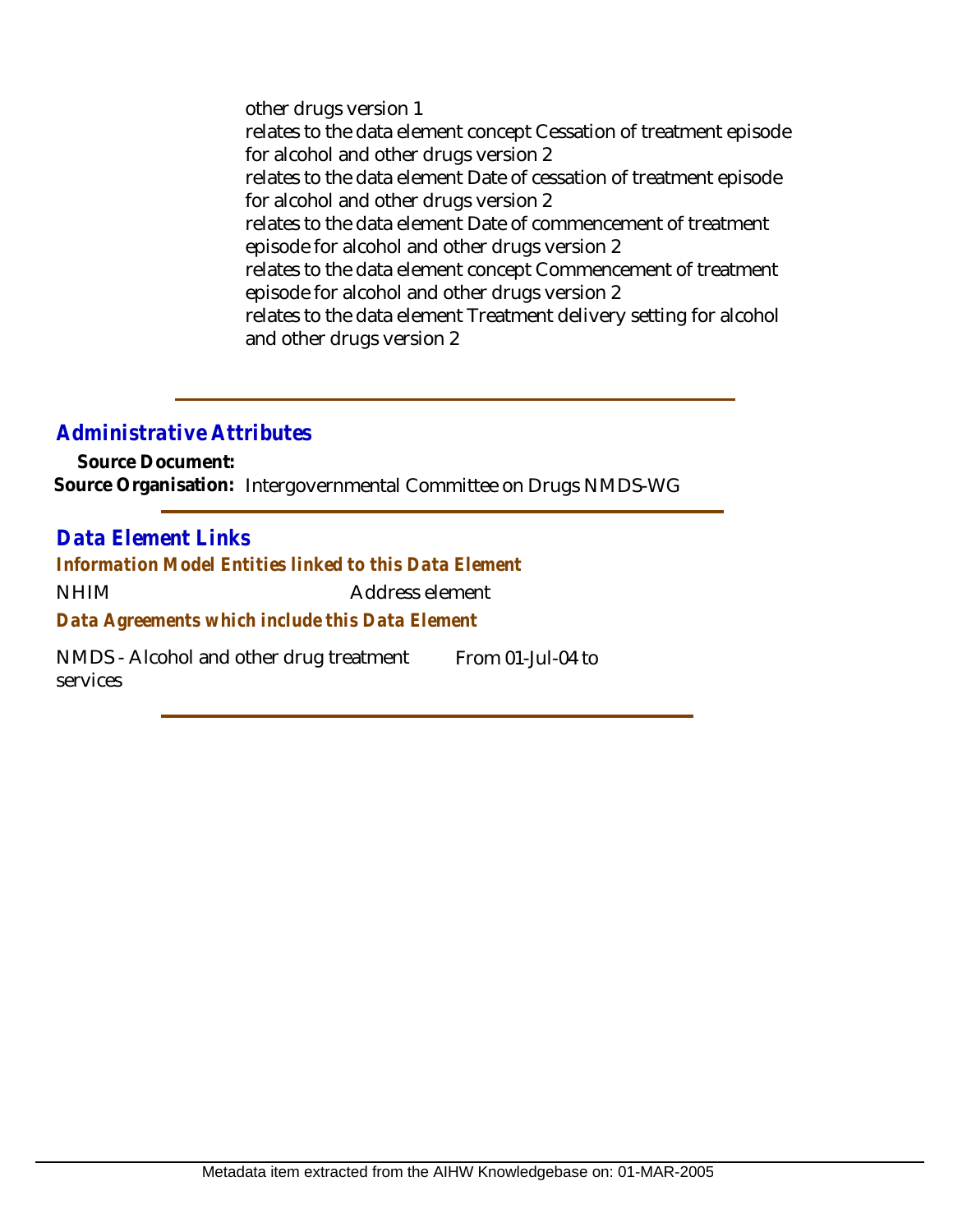other drugs version 1
relates to the data element concept Cessation of treatment episode for alcohol and other drugs version 2
relates to the data element Date of cessation of treatment episode for alcohol and other drugs version 2
relates to the data element Date of commencement of treatment episode for alcohol and other drugs version 2
relates to the data element concept Commencement of treatment episode for alcohol and other drugs version 2
relates to the data element Treatment delivery setting for alcohol and other drugs version 2

## Administrative Attributes

**Source Document:**

**Source Organisation:** Intergovernmental Committee on Drugs NMDS-WG

## Data Element Links

### Information Model Entities linked to this Data Element

| | |
|---|---|
| NHIM | Address element |

### Data Agreements which include this Data Element

| | |
|---|---|
| NMDS - Alcohol and other drug treatment services | From 01-Jul-04 to |

Metadata item extracted from the AIHW Knowledgebase on: 01-MAR-2005